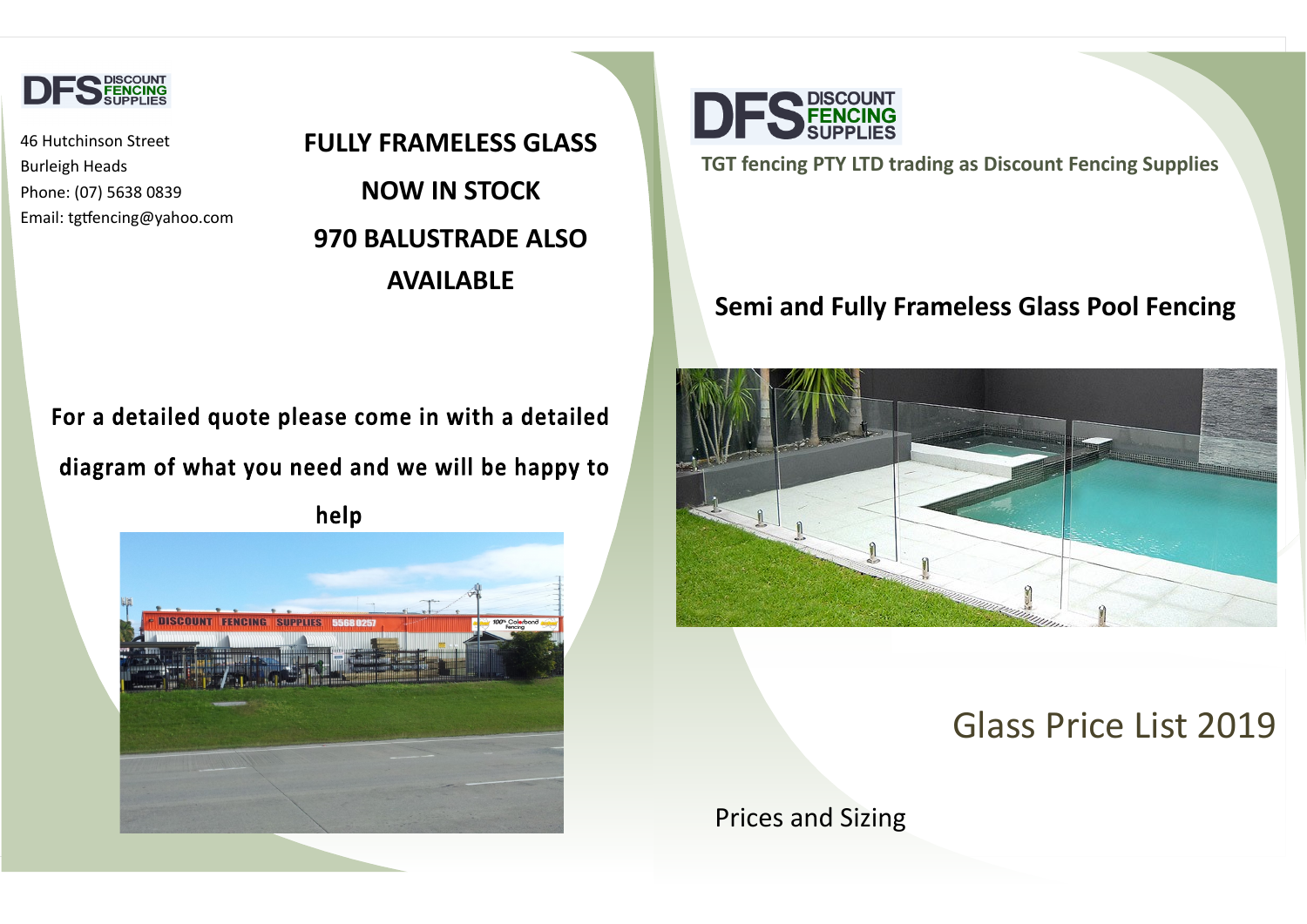DFS DISCOUNT FENCING SUPPLIES

46 Hutchinson Street
Burleigh Heads
Phone: (07) 5638 0839
Email: tgtfencing@yahoo.com

**FULLY FRAMELESS GLASS**

**NOW IN STOCK**

**970 BALUSTRADE ALSO AVAILABLE**

**For a detailed quote please come in with a detailed diagram of what you need and we will be happy to help**

DFS DISCOUNT FENCING SUPPLIES

**TGT fencing PTY LTD trading as Discount Fencing Supplies**

## Semi and Fully Frameless Glass Pool Fencing

# Glass Price List 2019

Prices and Sizing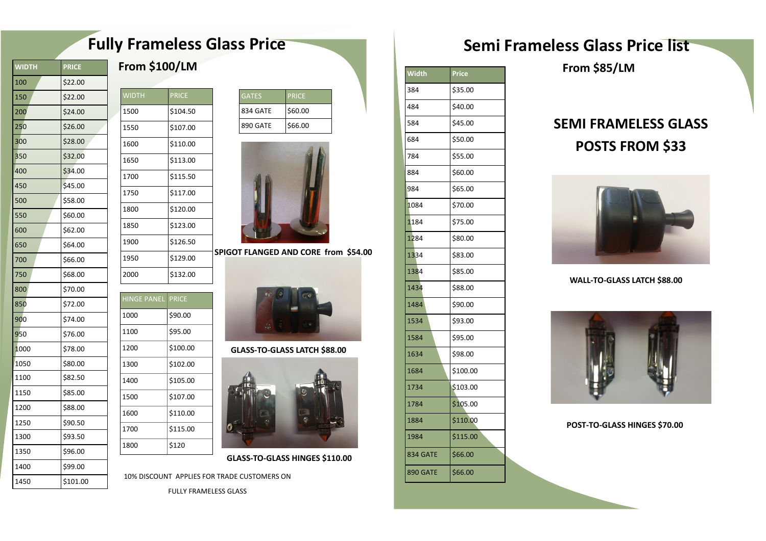# Fully Frameless Glass Price

| WIDTH | PRICE |
|---|---|
| 100 | $22.00 |
| 150 | $22.00 |
| 200 | $24.00 |
| 250 | $26.00 |
| 300 | $28.00 |
| 350 | $32.00 |
| 400 | $34.00 |
| 450 | $45.00 |
| 500 | $58.00 |
| 550 | $60.00 |
| 600 | $62.00 |
| 650 | $64.00 |
| 700 | $66.00 |
| 750 | $68.00 |
| 800 | $70.00 |
| 850 | $72.00 |
| 900 | $74.00 |
| 950 | $76.00 |
| 1000 | $78.00 |
| 1050 | $80.00 |
| 1100 | $82.50 |
| 1150 | $85.00 |
| 1200 | $88.00 |
| 1250 | $90.50 |
| 1300 | $93.50 |
| 1350 | $96.00 |
| 1400 | $99.00 |
| 1450 | $101.00 |

## From $100/LM

| WIDTH | PRICE |
|---|---|
| 1500 | $104.50 |
| 1550 | $107.00 |
| 1600 | $110.00 |
| 1650 | $113.00 |
| 1700 | $115.50 |
| 1750 | $117.00 |
| 1800 | $120.00 |
| 1850 | $123.00 |
| 1900 | $126.50 |
| 1950 | $129.00 |
| 2000 | $132.00 |

| HINGE PANEL | PRICE |
|---|---|
| 1000 | $90.00 |
| 1100 | $95.00 |
| 1200 | $100.00 |
| 1300 | $102.00 |
| 1400 | $105.00 |
| 1500 | $107.00 |
| 1600 | $110.00 |
| 1700 | $115.00 |
| 1800 | $120 |

| GATES | PRICE |
|---|---|
| 834 GATE | $60.00 |
| 890 GATE | $66.00 |

**SPIGOT FLANGED AND CORE from $54.00**

**GLASS-TO-GLASS LATCH $88.00**

**GLASS-TO-GLASS HINGES $110.00**

10% DISCOUNT APPLIES FOR TRADE CUSTOMERS ON FULLY FRAMELESS GLASS

# Semi Frameless Glass Price list

## From $85/LM

| Width | Price |
|---|---|
| 384 | $35.00 |
| 484 | $40.00 |
| 584 | $45.00 |
| 684 | $50.00 |
| 784 | $55.00 |
| 884 | $60.00 |
| 984 | $65.00 |
| 1084 | $70.00 |
| 1184 | $75.00 |
| 1284 | $80.00 |
| 1334 | $83.00 |
| 1384 | $85.00 |
| 1434 | $88.00 |
| 1484 | $90.00 |
| 1534 | $93.00 |
| 1584 | $95.00 |
| 1634 | $98.00 |
| 1684 | $100.00 |
| 1734 | $103.00 |
| 1784 | $105.00 |
| 1884 | $110.00 |
| 1984 | $115.00 |
| 834 GATE | $66.00 |
| 890 GATE | $66.00 |

## SEMI FRAMELESS GLASS POSTS FROM $33

**WALL-TO-GLASS LATCH $88.00**

**POST-TO-GLASS HINGES $70.00**